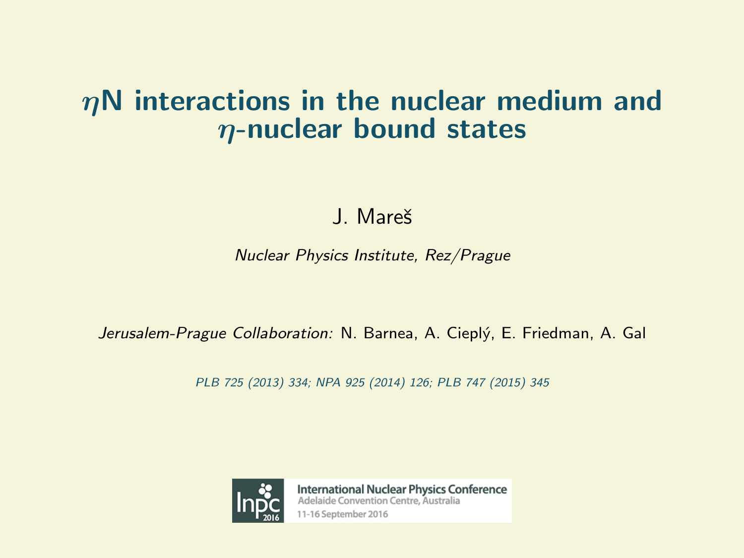# $\eta$N interactions in the nuclear medium and $\eta$-nuclear bound states

J. Mareš

*Nuclear Physics Institute, Rez/Prague*

*Jerusalem-Prague Collaboration:* N. Barnea, A. Cieplý, E. Friedman, A. Gal

*PLB 725 (2013) 334; NPA 925 (2014) 126; PLB 747 (2015) 345*

International Nuclear Physics Conference
Adelaide Convention Centre, Australia
11-16 September 2016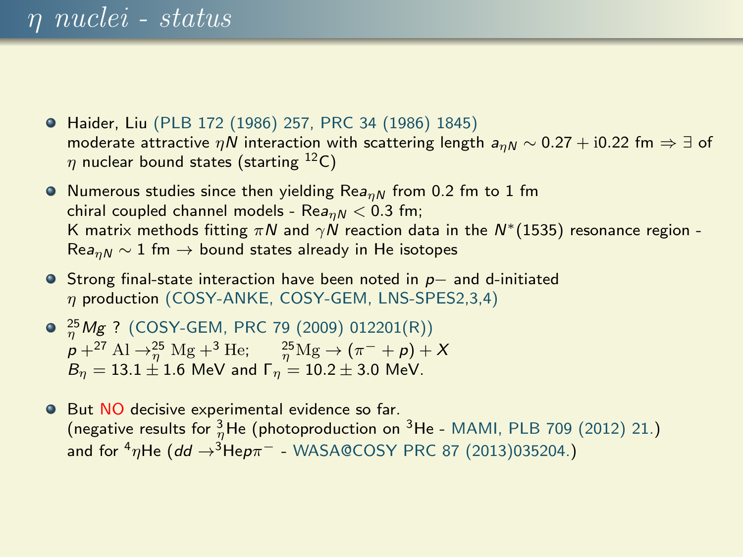# $\eta$ nuclei - status

- Haider, Liu (PLB 172 (1986) 257, PRC 34 (1986) 1845)
  moderate attractive $\eta N$ interaction with scattering length $a_{\eta N} \sim 0.27 + i0.22$ fm $\Rightarrow \exists$ of $\eta$ nuclear bound states (starting $^{12}$C)
- Numerous studies since then yielding Re$a_{\eta N}$ from 0.2 fm to 1 fm
  chiral coupled channel models - Re$a_{\eta N} < 0.3$ fm;
  K matrix methods fitting $\pi N$ and $\gamma N$ reaction data in the $N^*(1535)$ resonance region - Re$a_{\eta N} \sim 1$ fm $\rightarrow$ bound states already in He isotopes
- Strong final-state interaction have been noted in $p-$ and d-initiated $\eta$ production (COSY-ANKE, COSY-GEM, LNS-SPES2,3,4)
- $^{25}_{\eta}Mg$ ? (COSY-GEM, PRC 79 (2009) 012201(R))
  $p + ^{27}\mathrm{Al} \rightarrow ^{25}_{\eta}\mathrm{Mg} + ^{3}\mathrm{He}$; $\quad ^{25}_{\eta}\mathrm{Mg} \rightarrow (\pi^- + p) + X$
  $B_\eta = 13.1 \pm 1.6$ MeV and $\Gamma_\eta = 10.2 \pm 3.0$ MeV.
- But NO decisive experimental evidence so far.
  (negative results for $^{3}_{\eta}$He (photoproduction on $^3$He - MAMI, PLB 709 (2012) 21.)
  and for $^4\eta$He ($dd \rightarrow ^3$He$p\pi^-$ - WASA@COSY PRC 87 (2013)035204.)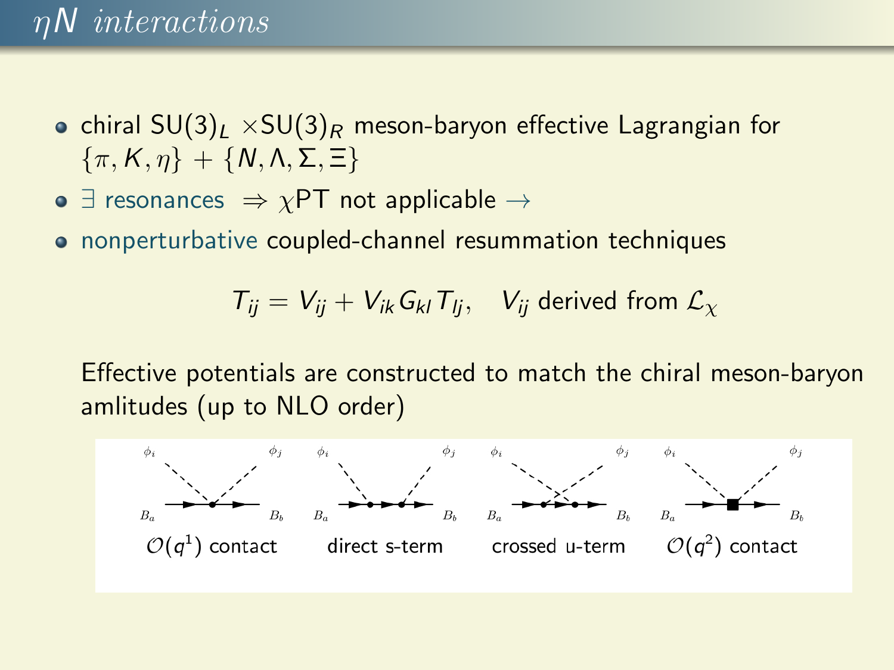# $\eta N$ *interactions*

- chiral $SU(3)_L \times SU(3)_R$ meson-baryon effective Lagrangian for $\{\pi, K, \eta\} + \{N, \Lambda, \Sigma, \Xi\}$
- $\exists$ resonances $\Rightarrow \chi$PT not applicable $\rightarrow$
- nonperturbative coupled-channel resummation techniques

$$T_{ij} = V_{ij} + V_{ik} G_{kl} T_{lj}, \quad V_{ij} \text{ derived from } \mathcal{L}_\chi$$

Effective potentials are constructed to match the chiral meson-baryon amlitudes (up to NLO order)

$\mathcal{O}(q^1)$ contact — direct s-term — crossed u-term — $\mathcal{O}(q^2)$ contact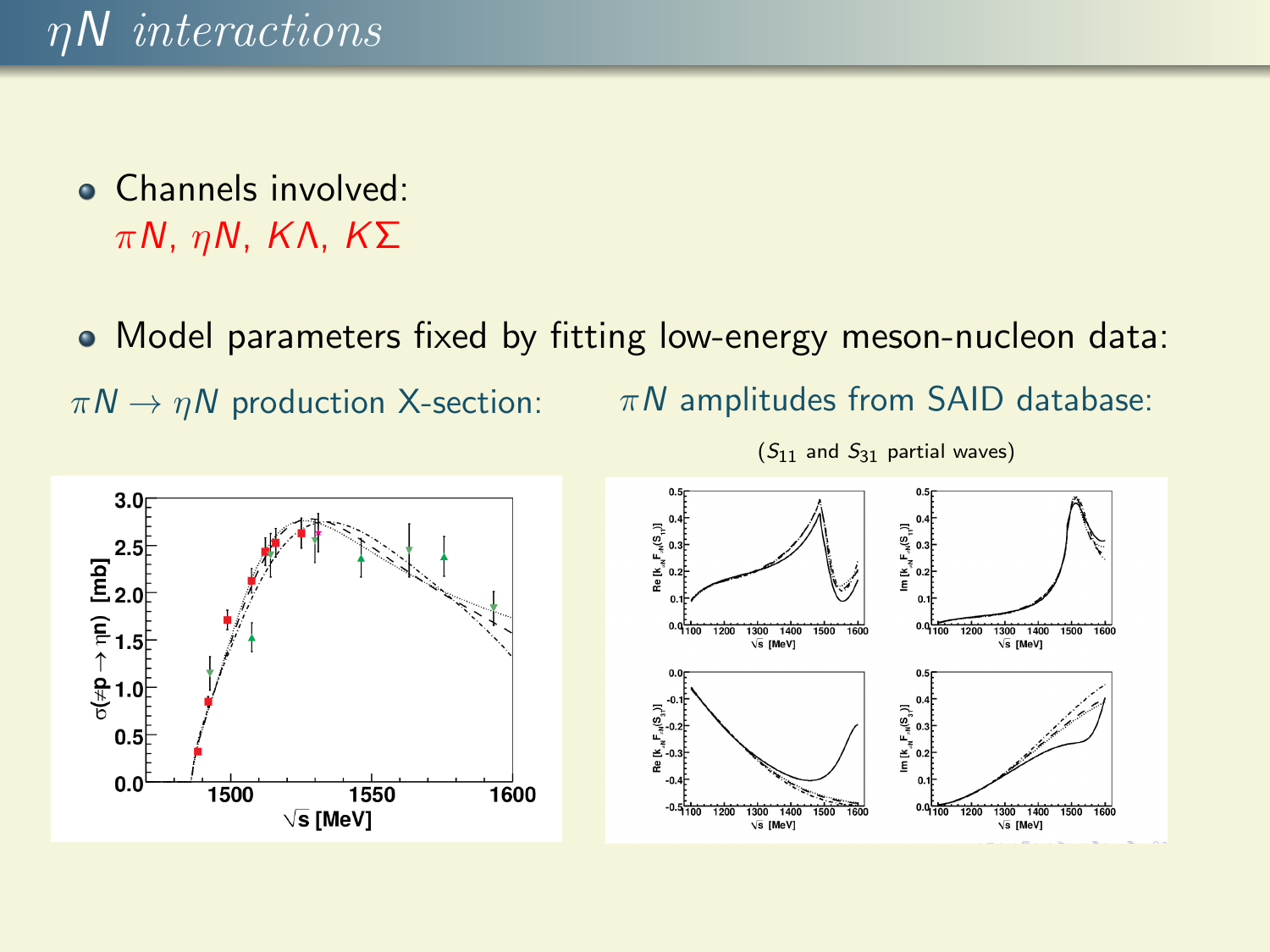# $\eta N$ interactions

- Channels involved: $\pi N$, $\eta N$, $K\Lambda$, $K\Sigma$
- Model parameters fixed by fitting low-energy meson-nucleon data:

$\pi N \to \eta N$ production X-section:

$\pi N$ amplitudes from SAID database:

($S_{11}$ and $S_{31}$ partial waves)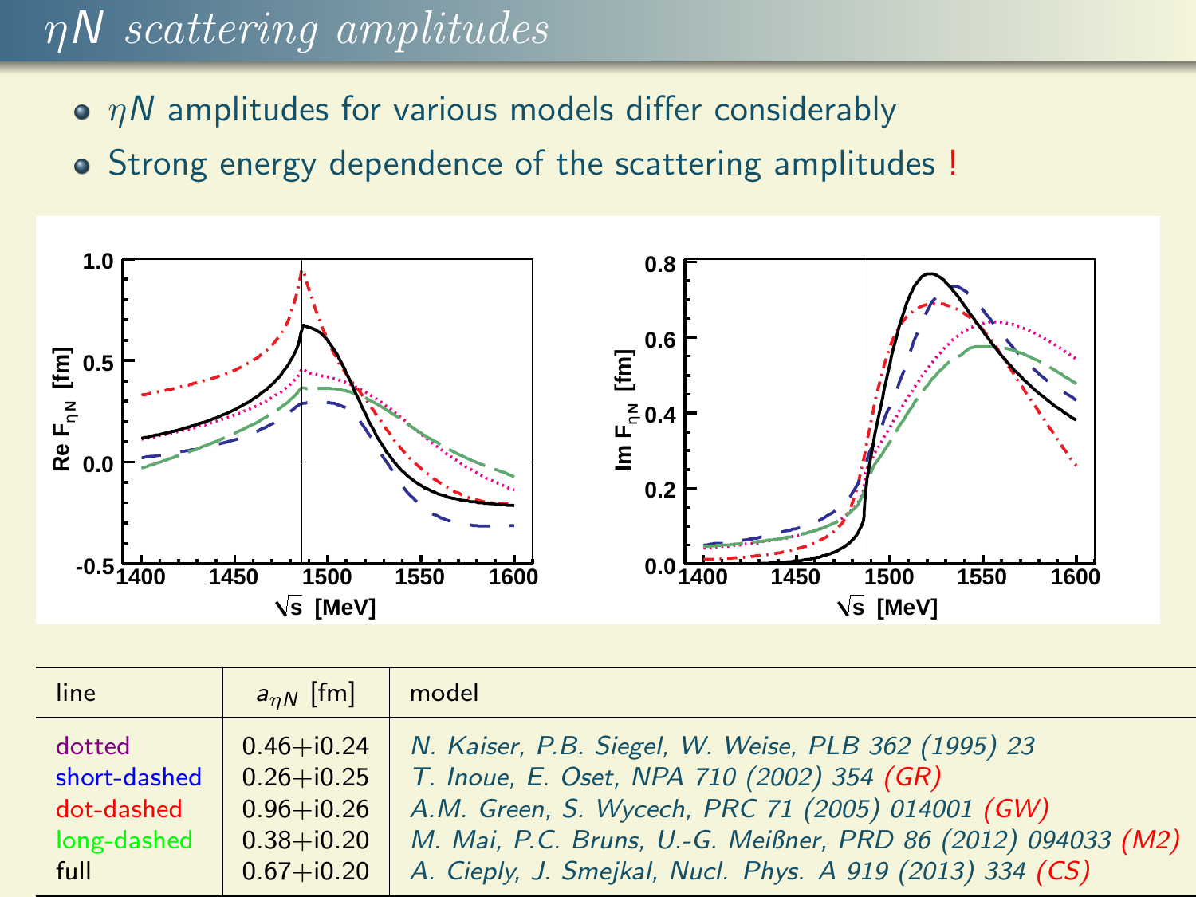# $\eta N$ scattering amplitudes

- $\eta N$ amplitudes for various models differ considerably
- Strong energy dependence of the scattering amplitudes !

| line | $a_{\eta N}$ [fm] | model |
|---|---|---|
| dotted | 0.46+i0.24 | *N. Kaiser, P.B. Siegel, W. Weise, PLB 362 (1995) 23* |
| short-dashed | 0.26+i0.25 | *T. Inoue, E. Oset, NPA 710 (2002) 354 (GR)* |
| dot-dashed | 0.96+i0.26 | *A.M. Green, S. Wycech, PRC 71 (2005) 014001 (GW)* |
| long-dashed | 0.38+i0.20 | *M. Mai, P.C. Bruns, U.-G. Meißner, PRD 86 (2012) 094033 (M2)* |
| full | 0.67+i0.20 | *A. Cieply, J. Smejkal, Nucl. Phys. A 919 (2013) 334 (CS)* |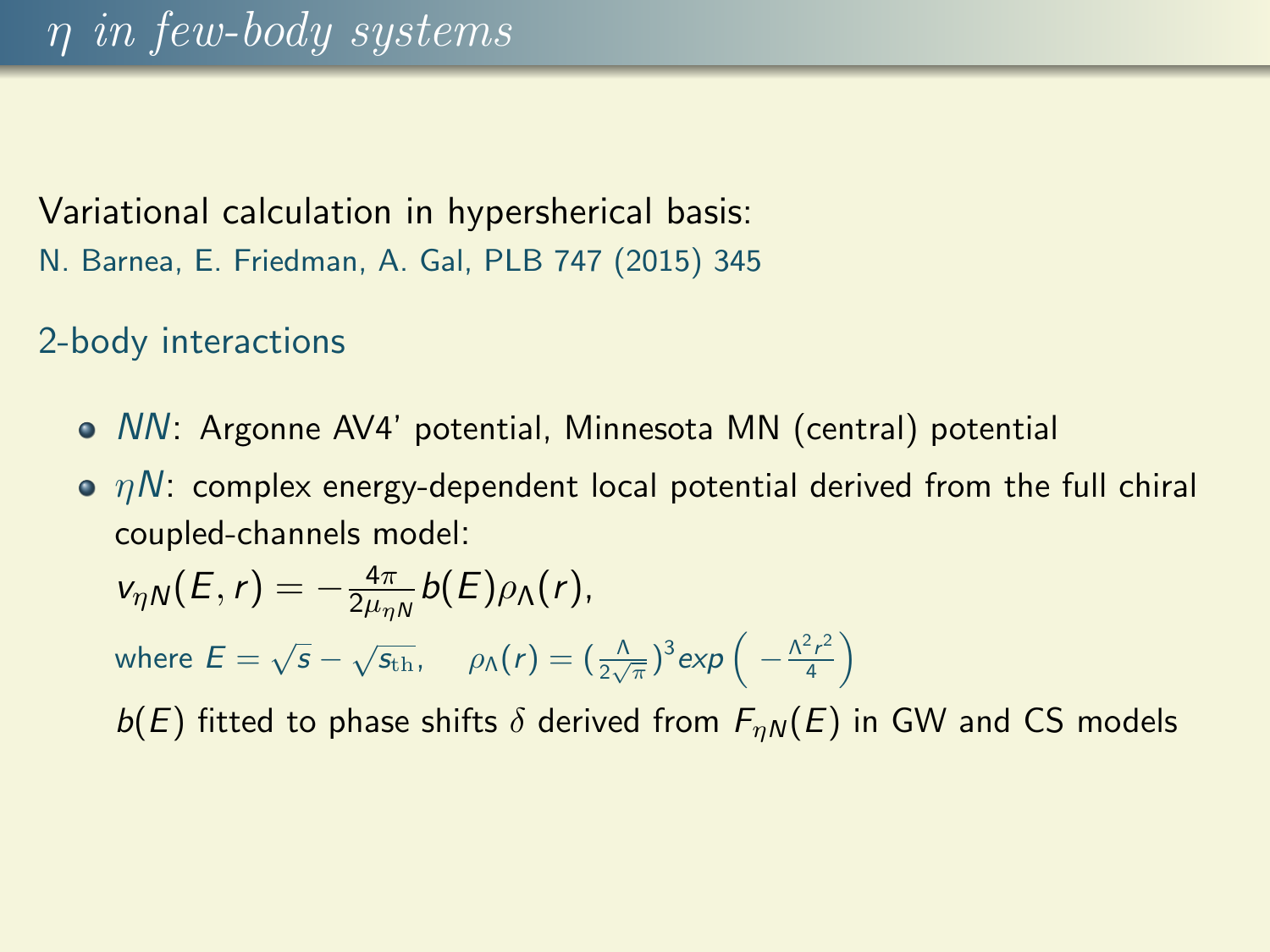# $\eta$ in few-body systems

Variational calculation in hypersherical basis:

N. Barnea, E. Friedman, A. Gal, PLB 747 (2015) 345

## 2-body interactions

- $NN$: Argonne AV4' potential, Minnesota MN (central) potential
- $\eta N$: complex energy-dependent local potential derived from the full chiral coupled-channels model:

  $v_{\eta N}(E, r) = -\frac{4\pi}{2\mu_{\eta N}} b(E) \rho_\Lambda(r)$,

  where $E = \sqrt{s} - \sqrt{s_{\mathrm{th}}}$, $\quad \rho_\Lambda(r) = (\frac{\Lambda}{2\sqrt{\pi}})^3 exp\left(-\frac{\Lambda^2 r^2}{4}\right)$

  $b(E)$ fitted to phase shifts $\delta$ derived from $F_{\eta N}(E)$ in GW and CS models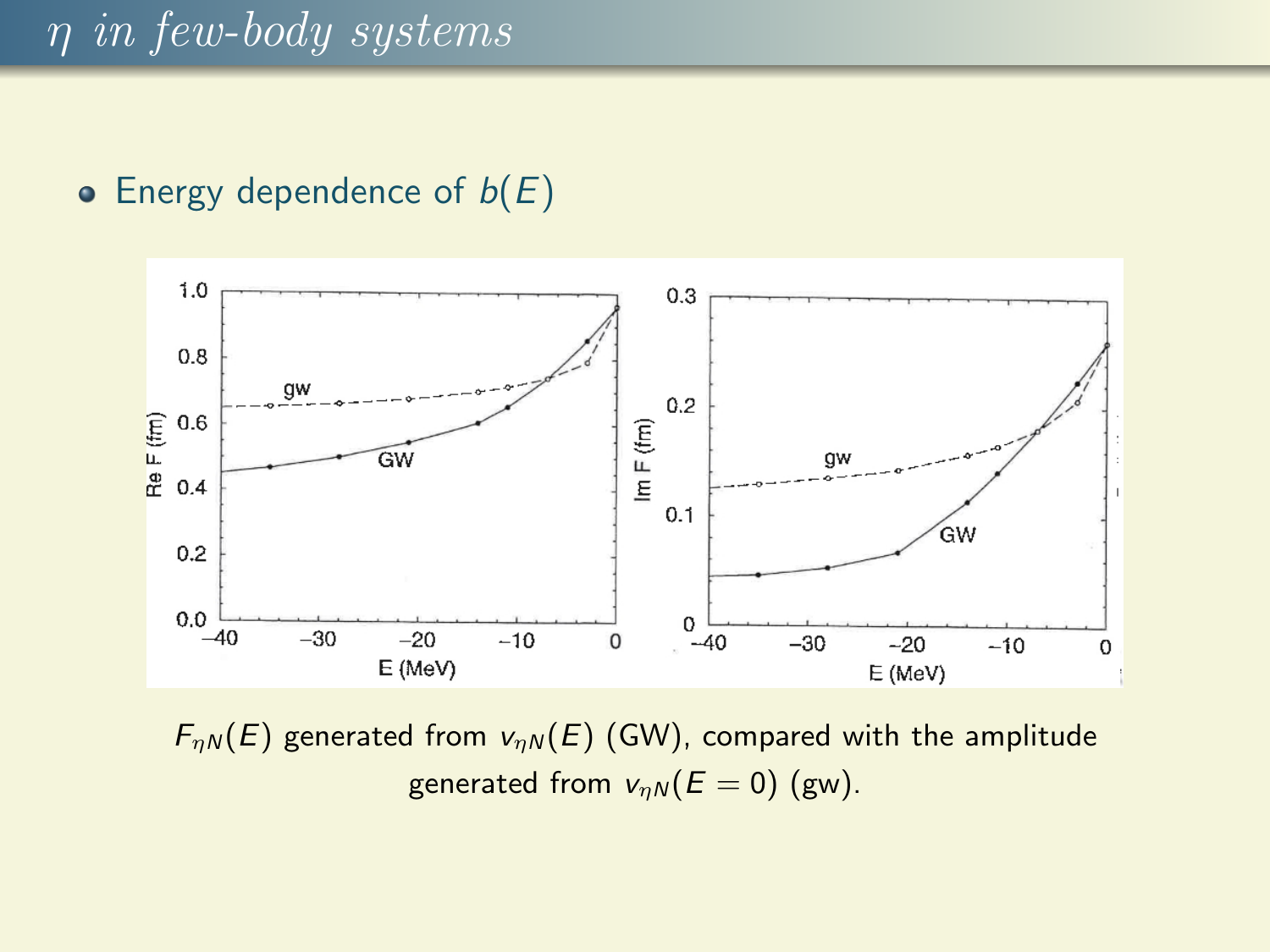# $\eta$ in few-body systems

- Energy dependence of $b(E)$

$F_{\eta N}(E)$ generated from $v_{\eta N}(E)$ (GW), compared with the amplitude generated from $v_{\eta N}(E = 0)$ (gw).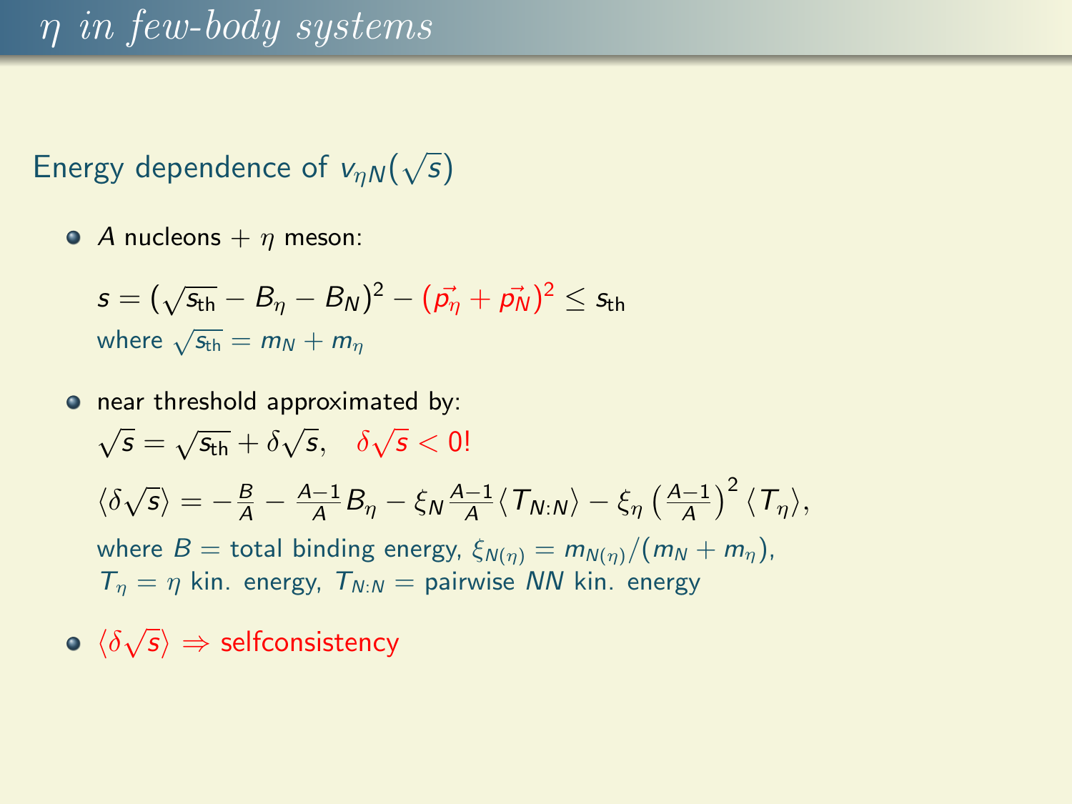# $\eta$ *in few-body systems*

Energy dependence of $v_{\eta N}(\sqrt{s})$

- $A$ nucleons + $\eta$ meson:

  $$s = (\sqrt{s_{\rm th}} - B_\eta - B_N)^2 - (\vec{p_\eta} + \vec{p_N})^2 \leq s_{\rm th}$$

  where $\sqrt{s_{\rm th}} = m_N + m_\eta$

- near threshold approximated by:

  $\sqrt{s} = \sqrt{s_{\rm th}} + \delta\sqrt{s}, \quad \delta\sqrt{s} < 0!$

  $$\langle \delta\sqrt{s} \rangle = -\frac{B}{A} - \frac{A-1}{A} B_\eta - \xi_N \frac{A-1}{A} \langle T_{N:N} \rangle - \xi_\eta \left(\frac{A-1}{A}\right)^2 \langle T_\eta \rangle,$$

  where $B$ = total binding energy, $\xi_{N(\eta)} = m_{N(\eta)}/(m_N + m_\eta)$,
  $T_\eta = \eta$ kin. energy, $T_{N:N}$ = pairwise $NN$ kin. energy

- $\langle \delta\sqrt{s} \rangle \Rightarrow$ selfconsistency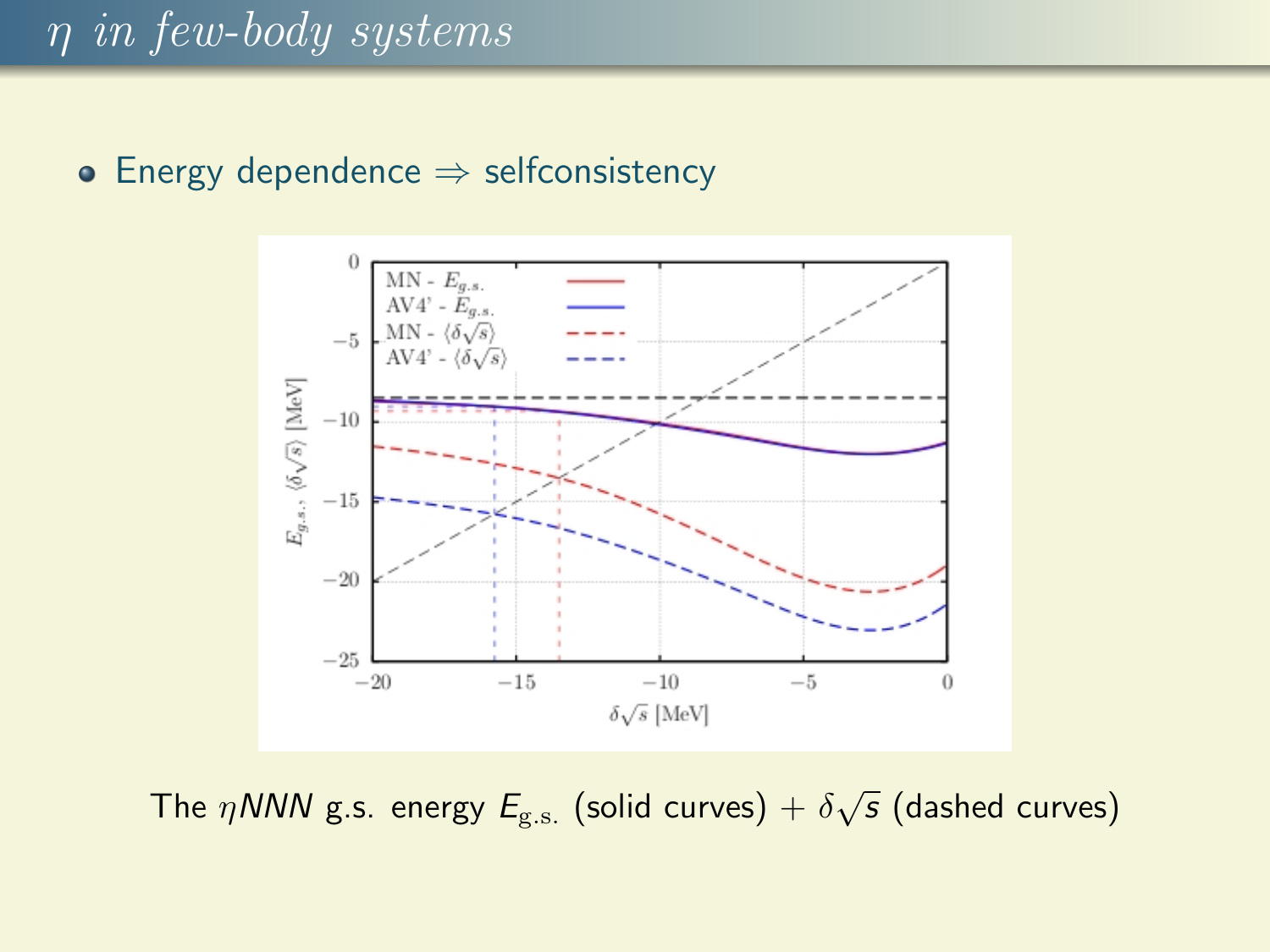# $\eta$ in few-body systems

- Energy dependence $\Rightarrow$ selfconsistency

The $\eta NNN$ g.s. energy $E_{\text{g.s.}}$ (solid curves) $+ \delta\sqrt{s}$ (dashed curves)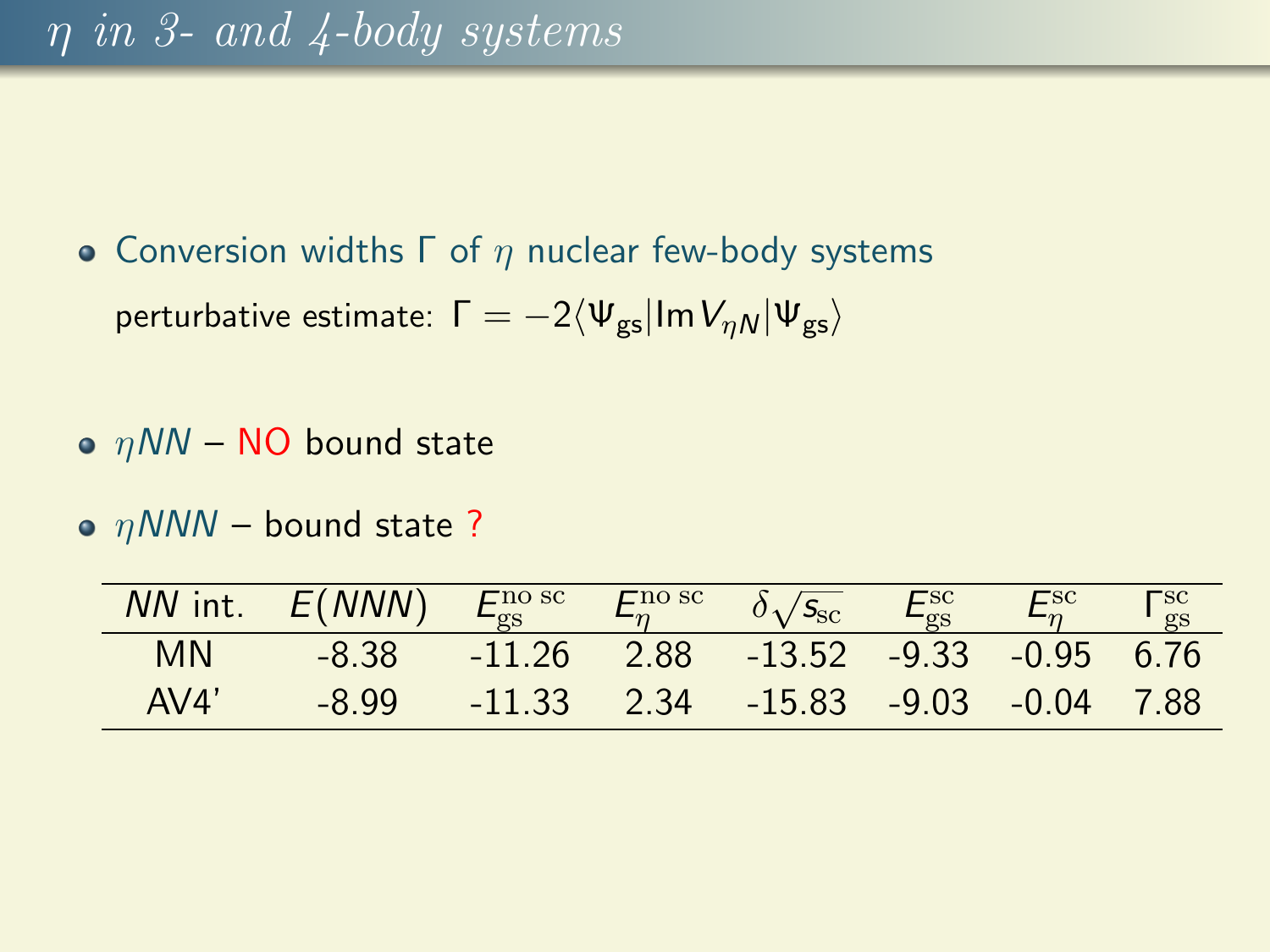# $\eta$ in 3- and 4-body systems

- Conversion widths $\Gamma$ of $\eta$ nuclear few-body systems

  perturbative estimate: $\Gamma = -2\langle\Psi_{gs}|\mathrm{Im}\,V_{\eta N}|\Psi_{gs}\rangle$

- $\eta NN$ – NO bound state

- $\eta NNN$ – bound state ?

| $NN$ int. | $E(NNN)$ | $E_{gs}^{\text{no sc}}$ | $E_{\eta}^{\text{no sc}}$ | $\delta\sqrt{s_{sc}}$ | $E_{gs}^{sc}$ | $E_{\eta}^{sc}$ | $\Gamma_{gs}^{sc}$ |
|---|---|---|---|---|---|---|---|
| MN | -8.38 | -11.26 | 2.88 | -13.52 | -9.33 | -0.95 | 6.76 |
| AV4' | -8.99 | -11.33 | 2.34 | -15.83 | -9.03 | -0.04 | 7.88 |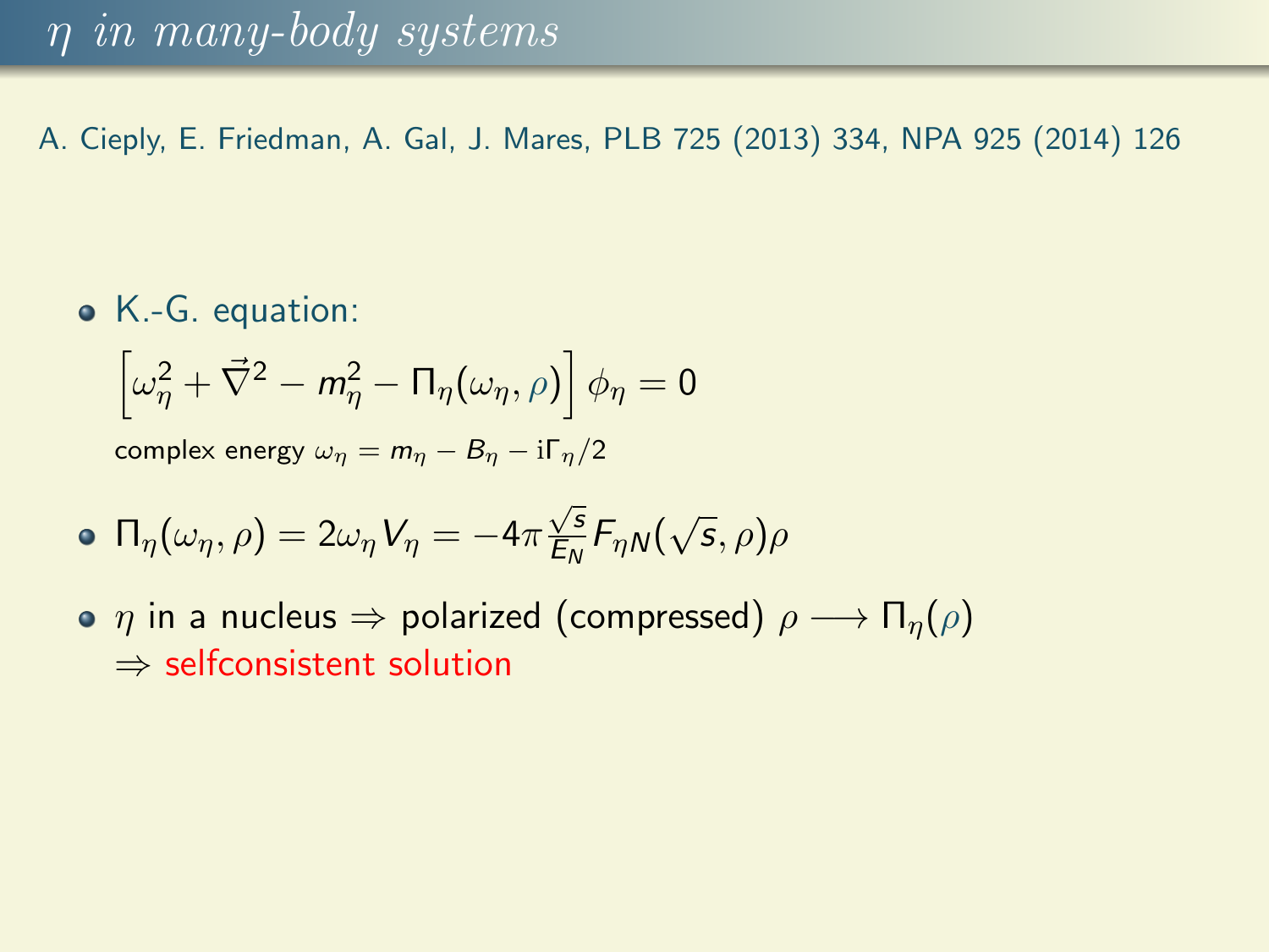# $\eta$ *in many-body systems*

A. Cieply, E. Friedman, A. Gal, J. Mares, PLB 725 (2013) 334, NPA 925 (2014) 126

- K.-G. equation:

$$\left[\omega_\eta^2 + \vec{\nabla}^2 - m_\eta^2 - \Pi_\eta(\omega_\eta, \rho)\right] \phi_\eta = 0$$

  complex energy $\omega_\eta = m_\eta - B_\eta - \mathrm{i}\Gamma_\eta/2$

- $\Pi_\eta(\omega_\eta, \rho) = 2\omega_\eta V_\eta = -4\pi \frac{\sqrt{s}}{E_N} F_{\eta N}(\sqrt{s}, \rho)\rho$

- $\eta$ in a nucleus $\Rightarrow$ polarized (compressed) $\rho \longrightarrow \Pi_\eta(\rho)$
  $\Rightarrow$ selfconsistent solution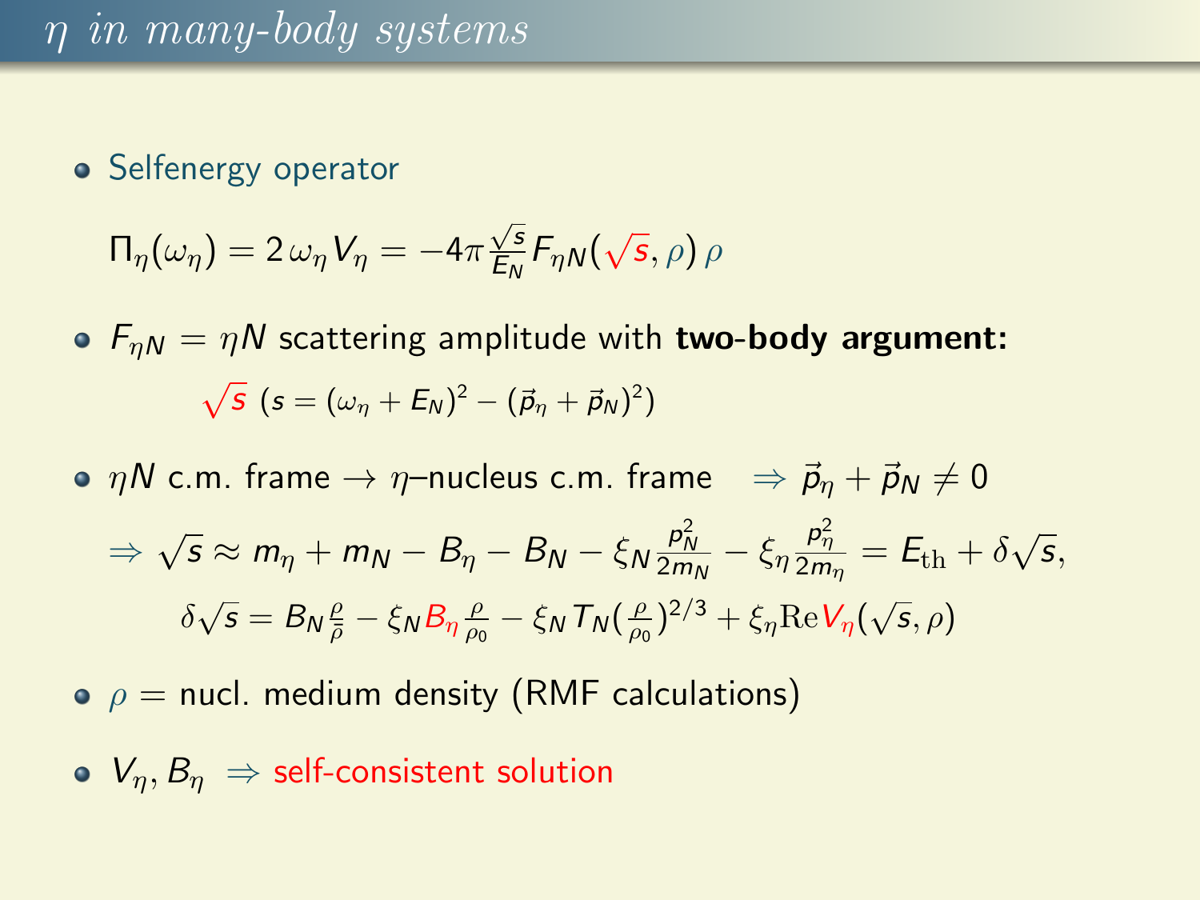# $\eta$ in many-body systems

- Selfenergy operator

$$\Pi_\eta(\omega_\eta) = 2\,\omega_\eta V_\eta = -4\pi \frac{\sqrt{s}}{E_N} F_{\eta N}(\sqrt{s}, \rho)\,\rho$$

- $F_{\eta N} = \eta N$ scattering amplitude with **two-body argument:**

$$\sqrt{s} \;\; (s = (\omega_\eta + E_N)^2 - (\vec{p}_\eta + \vec{p}_N)^2)$$

- $\eta N$ c.m. frame $\rightarrow$ $\eta$–nucleus c.m. frame $\quad \Rightarrow \vec{p}_\eta + \vec{p}_N \neq 0$

$$\Rightarrow \sqrt{s} \approx m_\eta + m_N - B_\eta - B_N - \xi_N \frac{p_N^2}{2m_N} - \xi_\eta \frac{p_\eta^2}{2m_\eta} = E_{\rm th} + \delta\sqrt{s},$$

$$\delta\sqrt{s} = B_N \frac{\rho}{\bar{\rho}} - \xi_N B_\eta \frac{\rho}{\rho_0} - \xi_N T_N \left(\frac{\rho}{\rho_0}\right)^{2/3} + \xi_\eta {\rm Re} V_\eta(\sqrt{s}, \rho)$$

- $\rho =$ nucl. medium density (RMF calculations)

- $V_\eta, B_\eta \;\Rightarrow$ self-consistent solution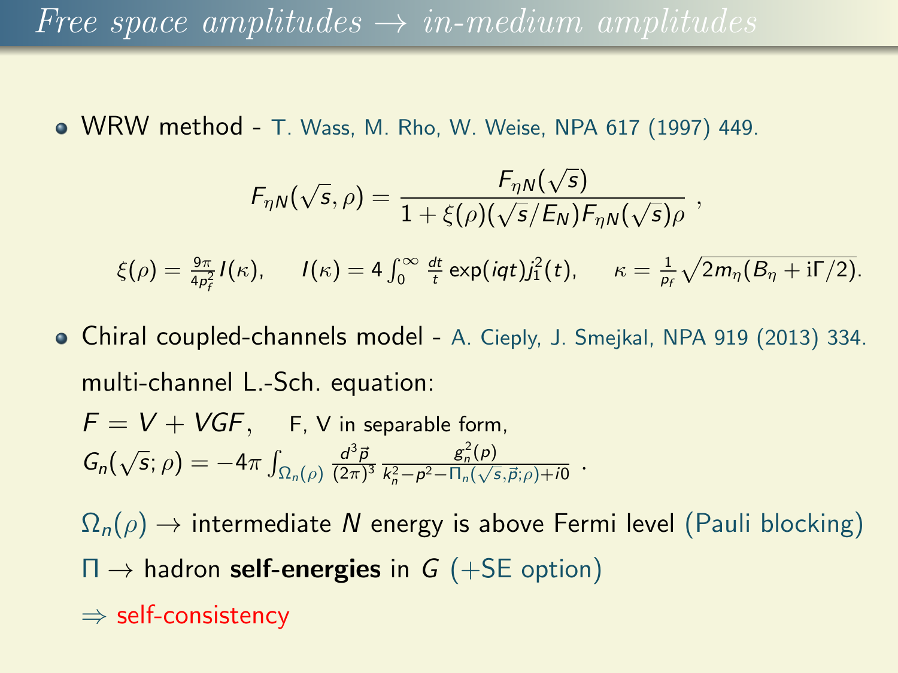# Free space amplitudes → in-medium amplitudes

- WRW method - T. Wass, M. Rho, W. Weise, NPA 617 (1997) 449.

$$F_{\eta N}(\sqrt{s},\rho) = \frac{F_{\eta N}(\sqrt{s})}{1+\xi(\rho)(\sqrt{s}/E_N)F_{\eta N}(\sqrt{s})\rho} \ ,$$

$$\xi(\rho) = \frac{9\pi}{4p_f^2} I(\kappa), \qquad I(\kappa) = 4\int_0^\infty \frac{dt}{t}\exp(iqt)j_1^2(t), \qquad \kappa = \frac{1}{p_f}\sqrt{2m_\eta(B_\eta + \mathrm{i}\Gamma/2)}.$$

- Chiral coupled-channels model - A. Cieply, J. Smejkal, NPA 919 (2013) 334.

  multi-channel L.-Sch. equation:

  $F = V + VGF$, F, V in separable form,

  $$G_n(\sqrt{s};\rho) = -4\pi \int_{\Omega_n(\rho)} \frac{d^3\vec{p}}{(2\pi)^3} \frac{g_n^2(p)}{k_n^2 - p^2 - \Pi_n(\sqrt{s},\vec{p};\rho) + i0} \ .$$

  $\Omega_n(\rho)$ → intermediate $N$ energy is above Fermi level (Pauli blocking)

  $\Pi$ → hadron **self-energies** in $G$ (+SE option)

  ⇒ self-consistency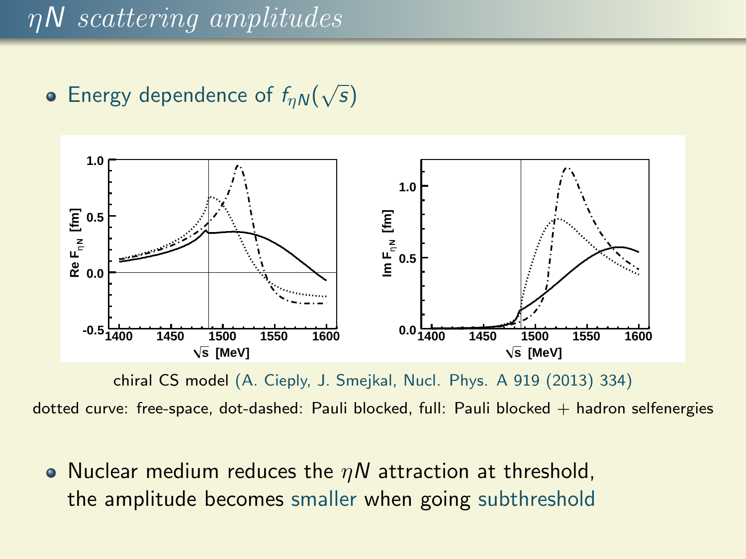# $\eta N$ scattering amplitudes

- Energy dependence of $f_{\eta N}(\sqrt{s})$

chiral CS model (A. Cieply, J. Smejkal, Nucl. Phys. A 919 (2013) 334)

dotted curve: free-space, dot-dashed: Pauli blocked, full: Pauli blocked + hadron selfenergies

- Nuclear medium reduces the $\eta N$ attraction at threshold, the amplitude becomes smaller when going subthreshold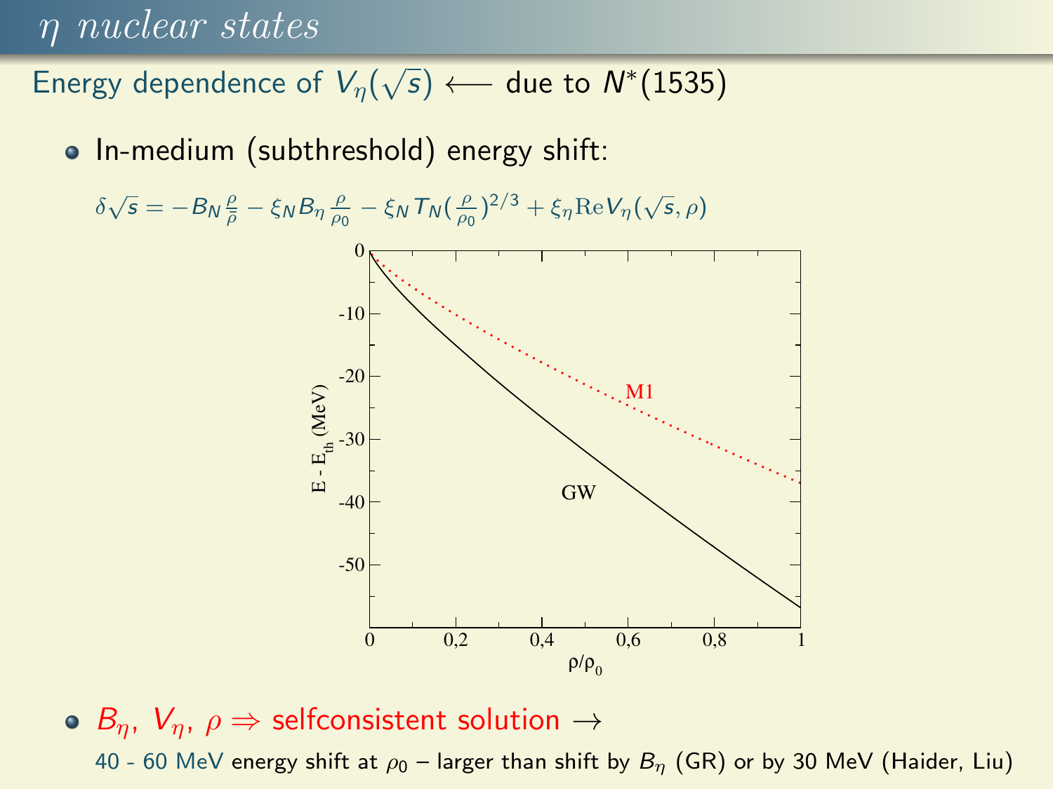# $\eta$ nuclear states

Energy dependence of $V_\eta(\sqrt{s}) \longleftarrow$ due to $N^*(1535)$

- In-medium (subthreshold) energy shift:

$$\delta\sqrt{s} = -B_N \frac{\rho}{\bar{\rho}} - \xi_N B_\eta \frac{\rho}{\rho_0} - \xi_N T_N (\frac{\rho}{\rho_0})^{2/3} + \xi_\eta \mathrm{Re} V_\eta(\sqrt{s}, \rho)$$

- $B_\eta$, $V_\eta$, $\rho \Rightarrow$ selfconsistent solution $\rightarrow$

  40 - 60 MeV energy shift at $\rho_0$ – larger than shift by $B_\eta$ (GR) or by 30 MeV (Haider, Liu)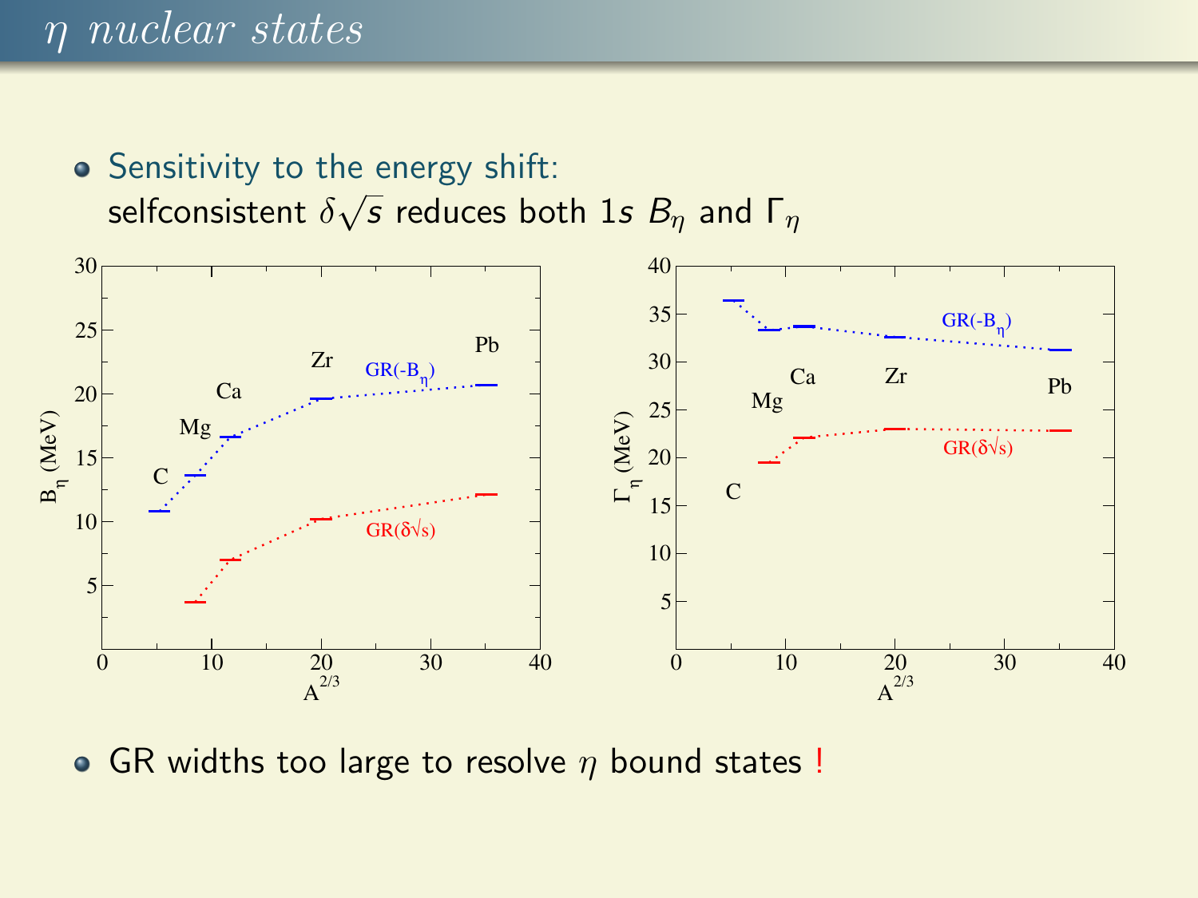# $\eta$ nuclear states

- Sensitivity to the energy shift:
  selfconsistent $\delta\sqrt{s}$ reduces both 1$s$ $B_\eta$ and $\Gamma_\eta$

- GR widths too large to resolve $\eta$ bound states !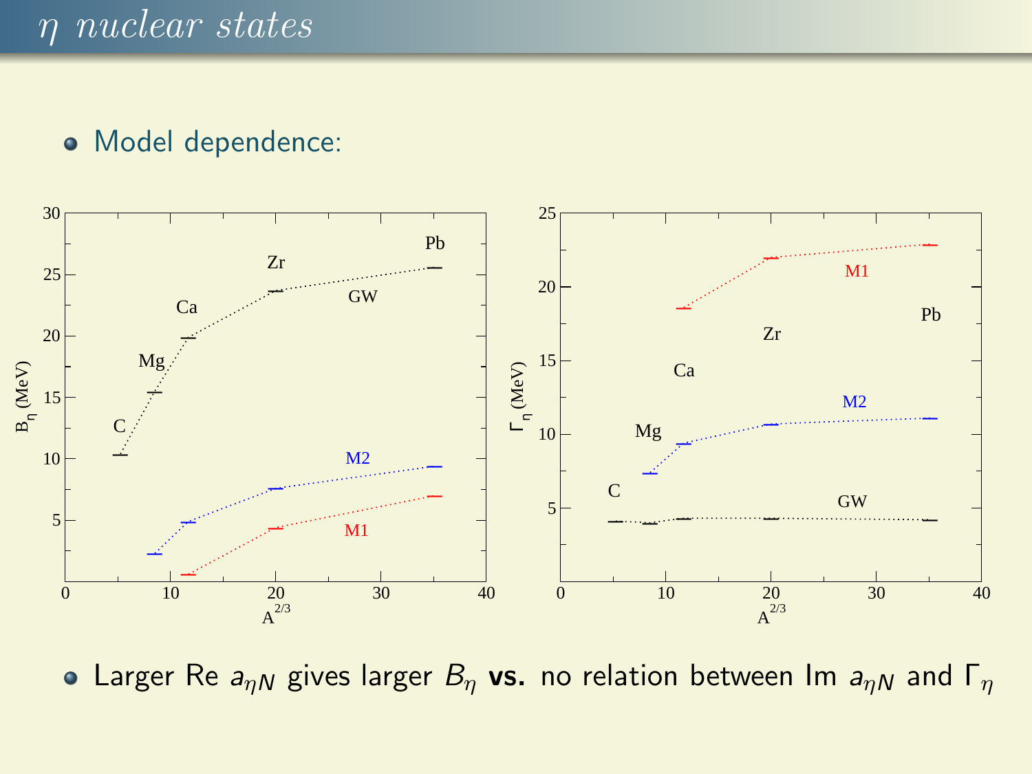# $\eta$ nuclear states

- Model dependence:

- Larger Re $a_{\eta N}$ gives larger $B_\eta$ **vs.** no relation between Im $a_{\eta N}$ and $\Gamma_\eta$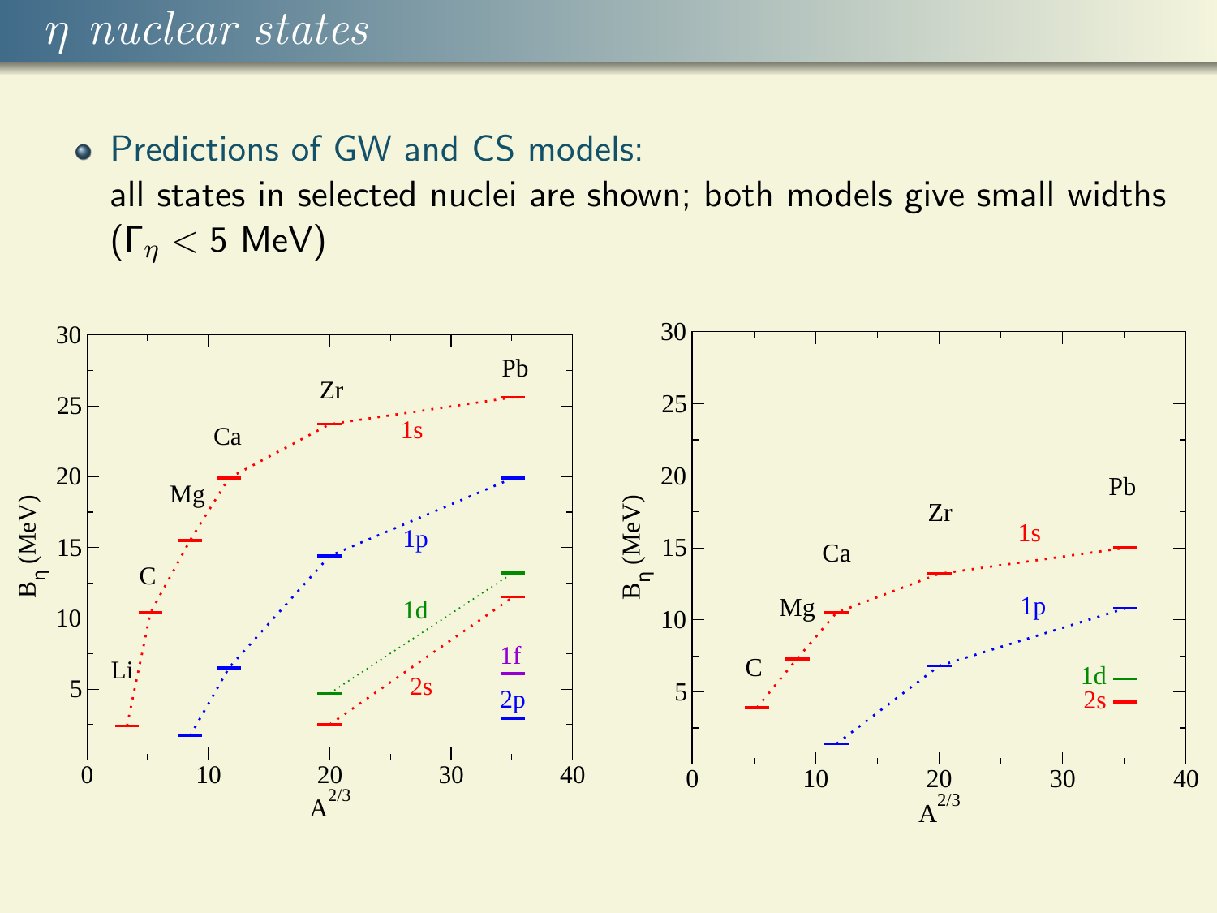# $\eta$ *nuclear states*

- Predictions of GW and CS models:
  all states in selected nuclei are shown; both models give small widths ($\Gamma_\eta < 5$ MeV)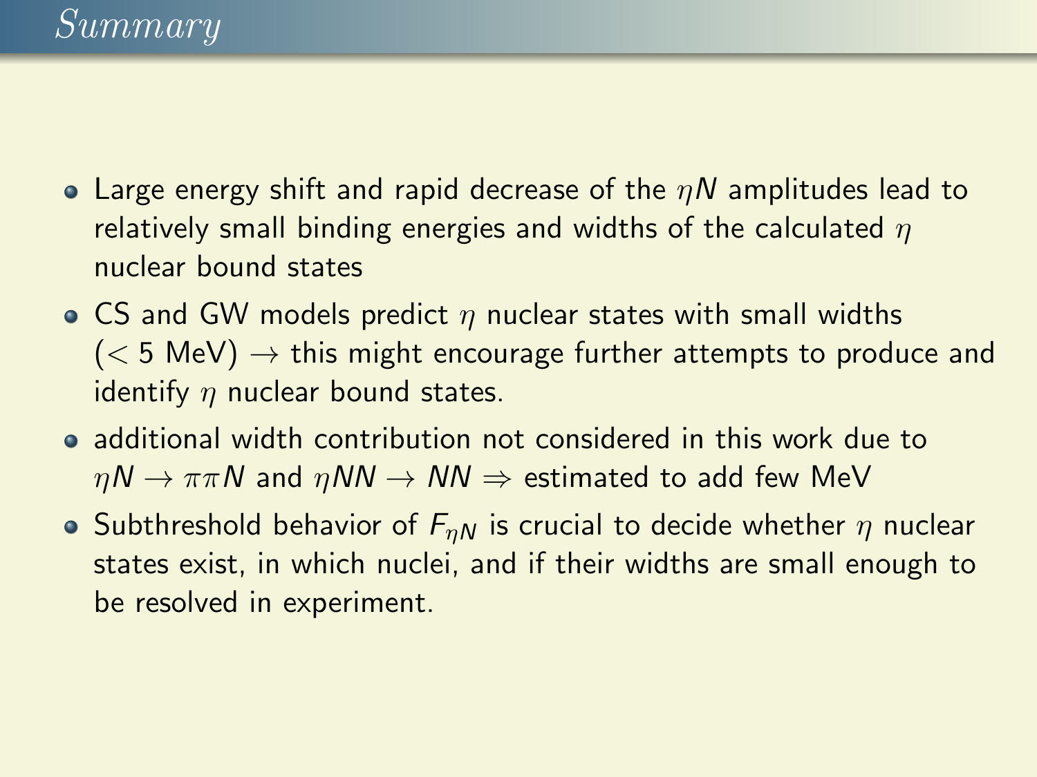# Summary

- Large energy shift and rapid decrease of the $\eta N$ amplitudes lead to relatively small binding energies and widths of the calculated $\eta$ nuclear bound states
- CS and GW models predict $\eta$ nuclear states with small widths ($< 5$ MeV) $\rightarrow$ this might encourage further attempts to produce and identify $\eta$ nuclear bound states.
- additional width contribution not considered in this work due to $\eta N \rightarrow \pi\pi N$ and $\eta NN \rightarrow NN \Rightarrow$ estimated to add few MeV
- Subthreshold behavior of $F_{\eta N}$ is crucial to decide whether $\eta$ nuclear states exist, in which nuclei, and if their widths are small enough to be resolved in experiment.